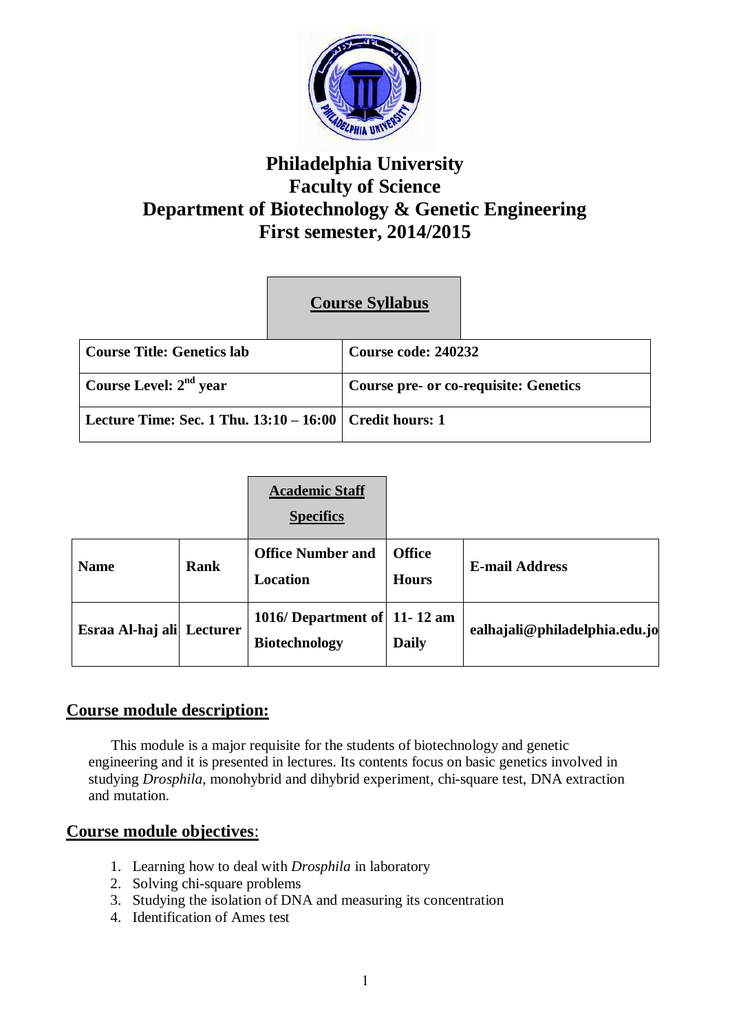# Philadelphia University
## Faculty of Science
## Department of Biotechnology & Genetic Engineering
## First semester, 2014/2015

### Course Syllabus

| Course Title: Genetics lab | Course code: 240232 |
|---|---|
| Course Level: 2nd year | Course pre- or co-requisite: Genetics |
| Lecture Time: Sec. 1 Thu. 13:10 – 16:00 | Credit hours: 1 |

### Academic Staff Specifics

| Name | Rank | Office Number and Location | Office Hours | E-mail Address |
|---|---|---|---|---|
| Esraa Al-haj ali | Lecturer | 1016/ Department of Biotechnology | 11- 12 am Daily | ealhajali@philadelphia.edu.jo |

## Course module description:

This module is a major requisite for the students of biotechnology and genetic engineering and it is presented in lectures. Its contents focus on basic genetics involved in studying *Drosphila*, monohybrid and dihybrid experiment, chi-square test, DNA extraction and mutation.

## Course module objectives:

1. Learning how to deal with *Drosphila* in laboratory
2. Solving chi-square problems
3. Studying the isolation of DNA and measuring its concentration
4. Identification of Ames test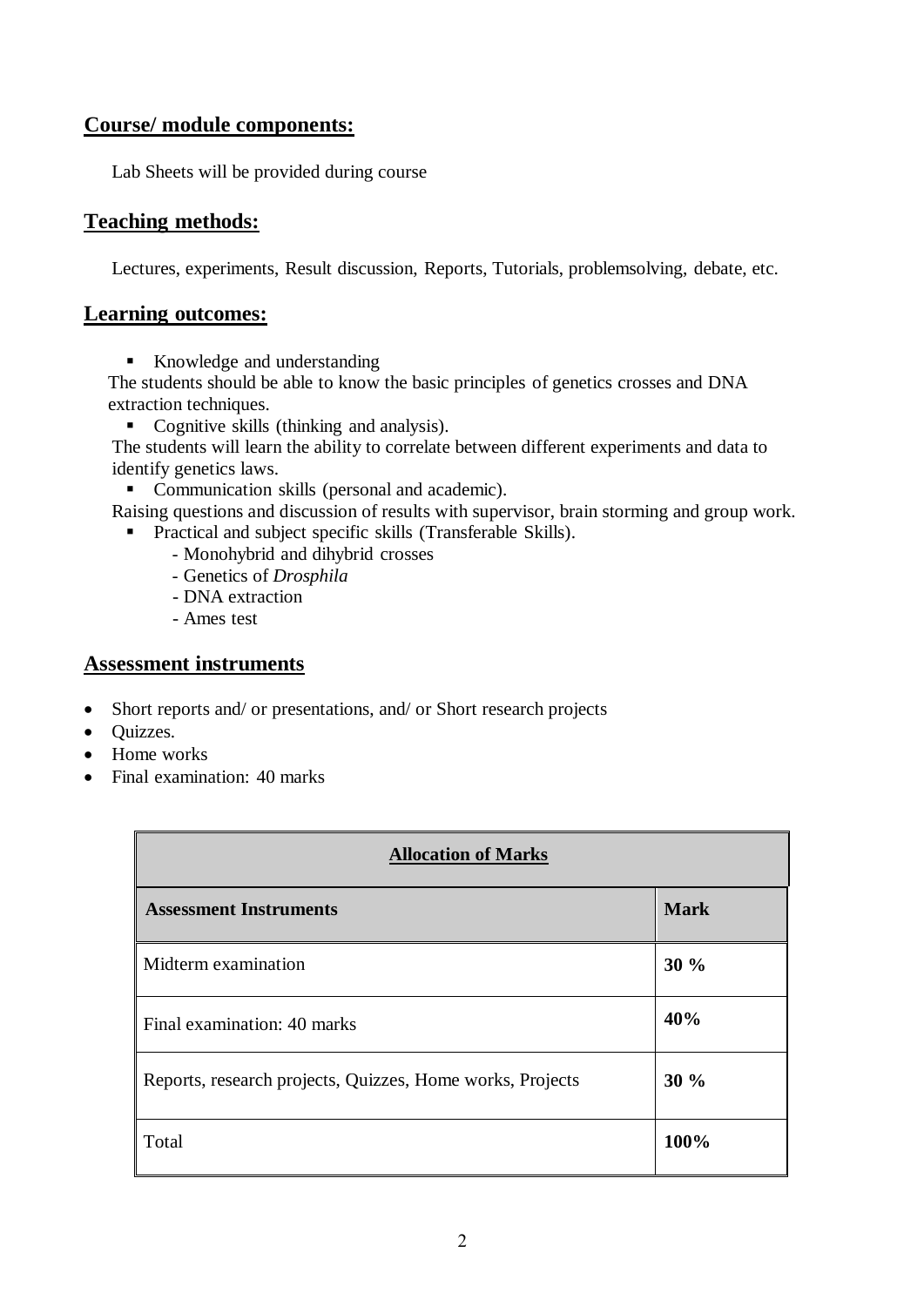## Course/ module components:

Lab Sheets will be provided during course

## Teaching methods:

Lectures, experiments, Result discussion, Reports, Tutorials, problemsolving, debate, etc.

## Learning outcomes:

- Knowledge and understanding

The students should be able to know the basic principles of genetics crosses and DNA extraction techniques.

- Cognitive skills (thinking and analysis).

The students will learn the ability to correlate between different experiments and data to identify genetics laws.

- Communication skills (personal and academic).

Raising questions and discussion of results with supervisor, brain storming and group work.

- Practical and subject specific skills (Transferable Skills).
  - Monohybrid and dihybrid crosses
  - Genetics of *Drosphila*
  - DNA extraction
  - Ames test

## Assessment instruments

- Short reports and/ or presentations, and/ or Short research projects
- Quizzes.
- Home works
- Final examination: 40 marks

| Allocation of Marks | |
|---|---|
| **Assessment Instruments** | **Mark** |
| Midterm examination | **30 %** |
| Final examination: 40 marks | **40%** |
| Reports, research projects, Quizzes, Home works, Projects | **30 %** |
| Total | **100%** |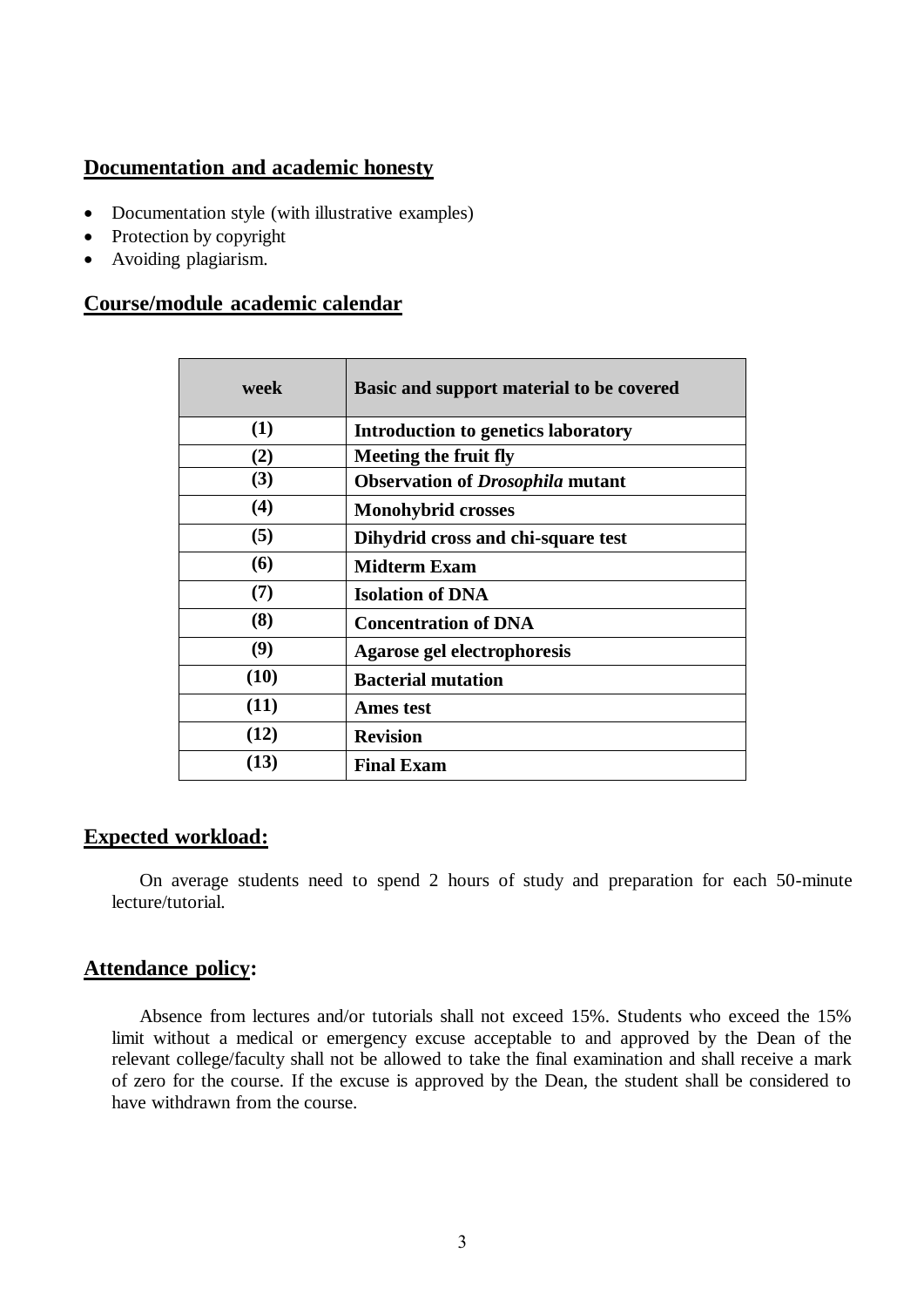## Documentation and academic honesty

- Documentation style (with illustrative examples)
- Protection by copyright
- Avoiding plagiarism.

## Course/module academic calendar

| week | Basic and support material to be covered |
|---|---|
| **(1)** | **Introduction to genetics laboratory** |
| **(2)** | **Meeting the fruit fly** |
| **(3)** | **Observation of *Drosophila* mutant** |
| **(4)** | **Monohybrid crosses** |
| **(5)** | **Dihydrid cross and chi-square test** |
| **(6)** | **Midterm Exam** |
| **(7)** | **Isolation of DNA** |
| **(8)** | **Concentration of DNA** |
| **(9)** | **Agarose gel electrophoresis** |
| **(10)** | **Bacterial mutation** |
| **(11)** | **Ames test** |
| **(12)** | **Revision** |
| **(13)** | **Final Exam** |

## Expected workload:

On average students need to spend 2 hours of study and preparation for each 50-minute lecture/tutorial.

## Attendance policy:

Absence from lectures and/or tutorials shall not exceed 15%. Students who exceed the 15% limit without a medical or emergency excuse acceptable to and approved by the Dean of the relevant college/faculty shall not be allowed to take the final examination and shall receive a mark of zero for the course. If the excuse is approved by the Dean, the student shall be considered to have withdrawn from the course.